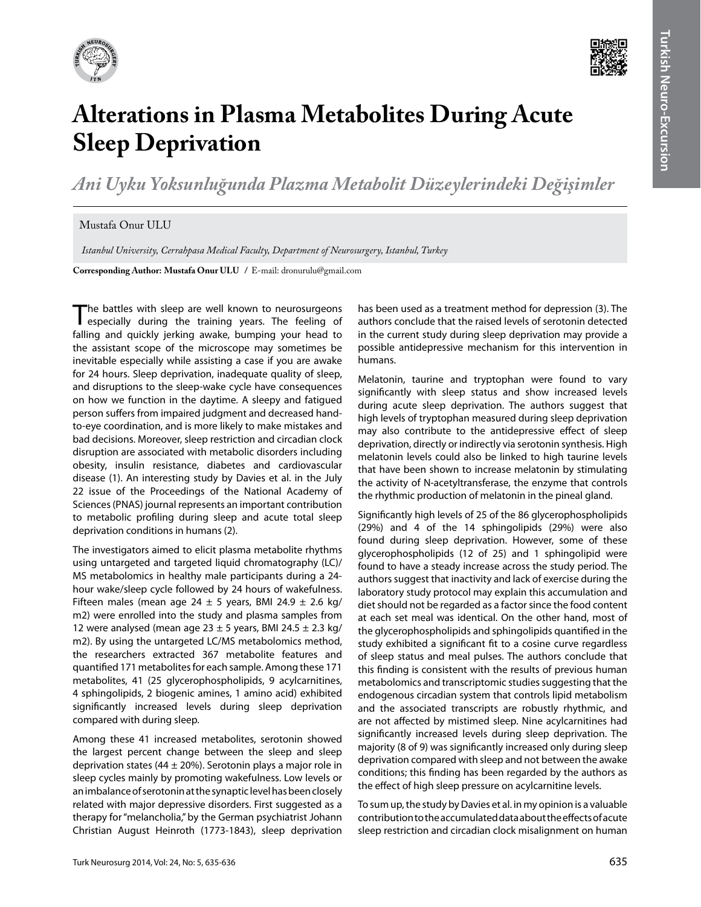# Alterations in Plasma Metabolites During Acute Sleep Deprivation

## *Ani Uyku Yoksunluğunda Plazma Metabolit Düzeylerindeki Değişimler*

Mustafa Onur ULU

*Istanbul University, Cerrahpasa Medical Faculty, Department of Neurosurgery, Istanbul, Turkey*

**Corresponding Author: Mustafa Onur ULU** / E-mail: dronurulu@gmail.com

The battles with sleep are well known to neurosurgeons especially during the training years. The feeling of falling and quickly jerking awake, bumping your head to the assistant scope of the microscope may sometimes be inevitable especially while assisting a case if you are awake for 24 hours. Sleep deprivation, inadequate quality of sleep, and disruptions to the sleep-wake cycle have consequences on how we function in the daytime. A sleepy and fatigued person suffers from impaired judgment and decreased hand-to-eye coordination, and is more likely to make mistakes and bad decisions. Moreover, sleep restriction and circadian clock disruption are associated with metabolic disorders including obesity, insulin resistance, diabetes and cardiovascular disease (1). An interesting study by Davies et al. in the July 22 issue of the Proceedings of the National Academy of Sciences (PNAS) journal represents an important contribution to metabolic profiling during sleep and acute total sleep deprivation conditions in humans (2).

The investigators aimed to elicit plasma metabolite rhythms using untargeted and targeted liquid chromatography (LC)/MS metabolomics in healthy male participants during a 24-hour wake/sleep cycle followed by 24 hours of wakefulness. Fifteen males (mean age 24 ± 5 years, BMI 24.9 ± 2.6 kg/m2) were enrolled into the study and plasma samples from 12 were analysed (mean age 23 ± 5 years, BMI 24.5 ± 2.3 kg/m2). By using the untargeted LC/MS metabolomics method, the researchers extracted 367 metabolite features and quantified 171 metabolites for each sample. Among these 171 metabolites, 41 (25 glycerophospholipids, 9 acylcarnitines, 4 sphingolipids, 2 biogenic amines, 1 amino acid) exhibited significantly increased levels during sleep deprivation compared with during sleep.

Among these 41 increased metabolites, serotonin showed the largest percent change between the sleep and sleep deprivation states (44 ± 20%). Serotonin plays a major role in sleep cycles mainly by promoting wakefulness. Low levels or an imbalance of serotonin at the synaptic level has been closely related with major depressive disorders. First suggested as a therapy for "melancholia," by the German psychiatrist Johann Christian August Heinroth (1773-1843), sleep deprivation has been used as a treatment method for depression (3). The authors conclude that the raised levels of serotonin detected in the current study during sleep deprivation may provide a possible antidepressive mechanism for this intervention in humans.

Melatonin, taurine and tryptophan were found to vary significantly with sleep status and show increased levels during acute sleep deprivation. The authors suggest that high levels of tryptophan measured during sleep deprivation may also contribute to the antidepressive effect of sleep deprivation, directly or indirectly via serotonin synthesis. High melatonin levels could also be linked to high taurine levels that have been shown to increase melatonin by stimulating the activity of N-acetyltransferase, the enzyme that controls the rhythmic production of melatonin in the pineal gland.

Significantly high levels of 25 of the 86 glycerophospholipids (29%) and 4 of the 14 sphingolipids (29%) were also found during sleep deprivation. However, some of these glycerophospholipids (12 of 25) and 1 sphingolipid were found to have a steady increase across the study period. The authors suggest that inactivity and lack of exercise during the laboratory study protocol may explain this accumulation and diet should not be regarded as a factor since the food content at each set meal was identical. On the other hand, most of the glycerophospholipids and sphingolipids quantified in the study exhibited a significant fit to a cosine curve regardless of sleep status and meal pulses. The authors conclude that this finding is consistent with the results of previous human metabolomics and transcriptomic studies suggesting that the endogenous circadian system that controls lipid metabolism and the associated transcripts are robustly rhythmic, and are not affected by mistimed sleep. Nine acylcarnitines had significantly increased levels during sleep deprivation. The majority (8 of 9) was significantly increased only during sleep deprivation compared with sleep and not between the awake conditions; this finding has been regarded by the authors as the effect of high sleep pressure on acylcarnitine levels.

To sum up, the study by Davies et al. in my opinion is a valuable contribution to the accumulated data about the effects of acute sleep restriction and circadian clock misalignment on human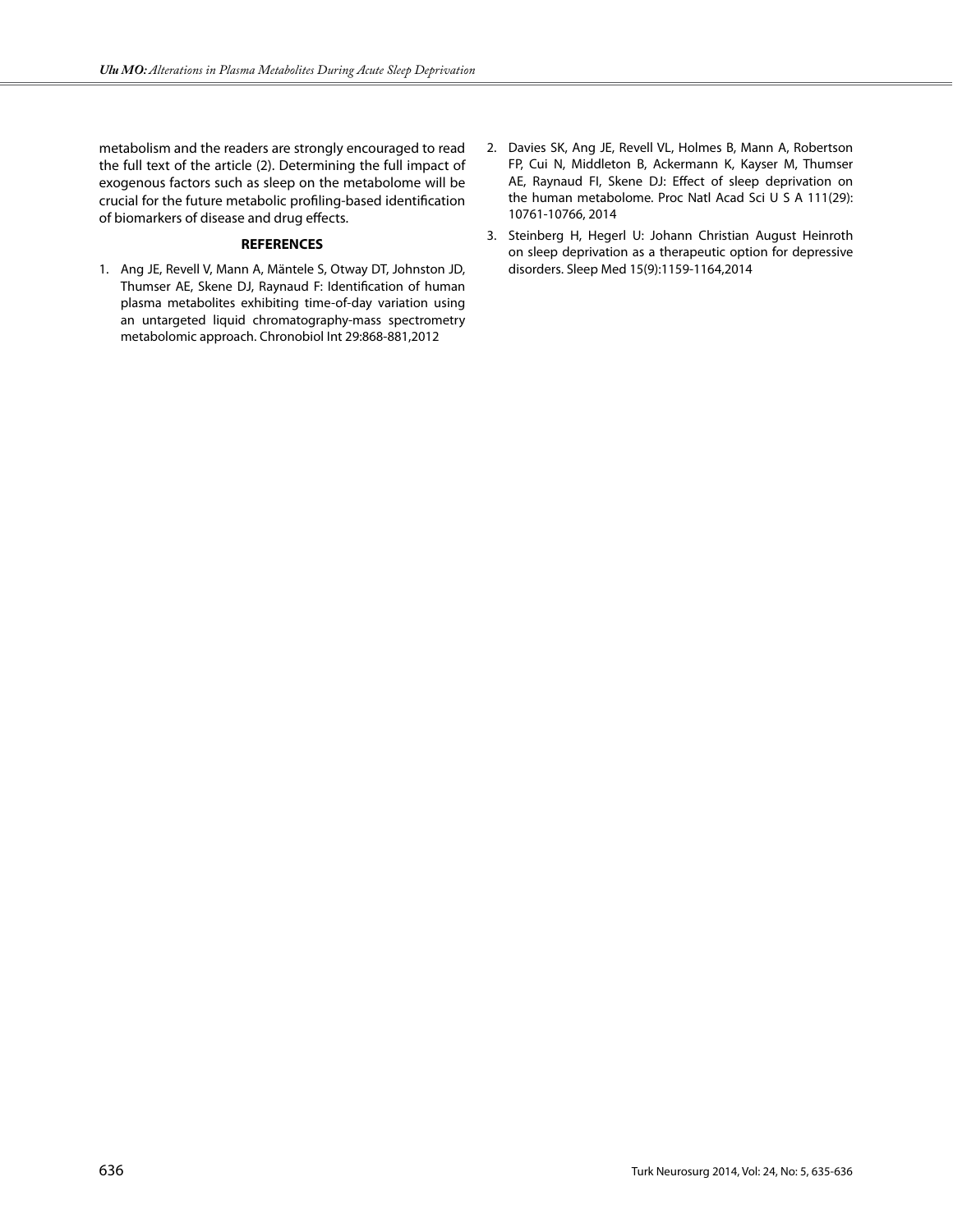metabolism and the readers are strongly encouraged to read the full text of the article (2). Determining the full impact of exogenous factors such as sleep on the metabolome will be crucial for the future metabolic profiling-based identification of biomarkers of disease and drug effects.

## REFERENCES

1. Ang JE, Revell V, Mann A, Mäntele S, Otway DT, Johnston JD, Thumser AE, Skene DJ, Raynaud F: Identification of human plasma metabolites exhibiting time-of-day variation using an untargeted liquid chromatography-mass spectrometry metabolomic approach. Chronobiol Int 29:868-881,2012
2. Davies SK, Ang JE, Revell VL, Holmes B, Mann A, Robertson FP, Cui N, Middleton B, Ackermann K, Kayser M, Thumser AE, Raynaud FI, Skene DJ: Effect of sleep deprivation on the human metabolome. Proc Natl Acad Sci U S A 111(29): 10761-10766, 2014
3. Steinberg H, Hegerl U: Johann Christian August Heinroth on sleep deprivation as a therapeutic option for depressive disorders. Sleep Med 15(9):1159-1164,2014